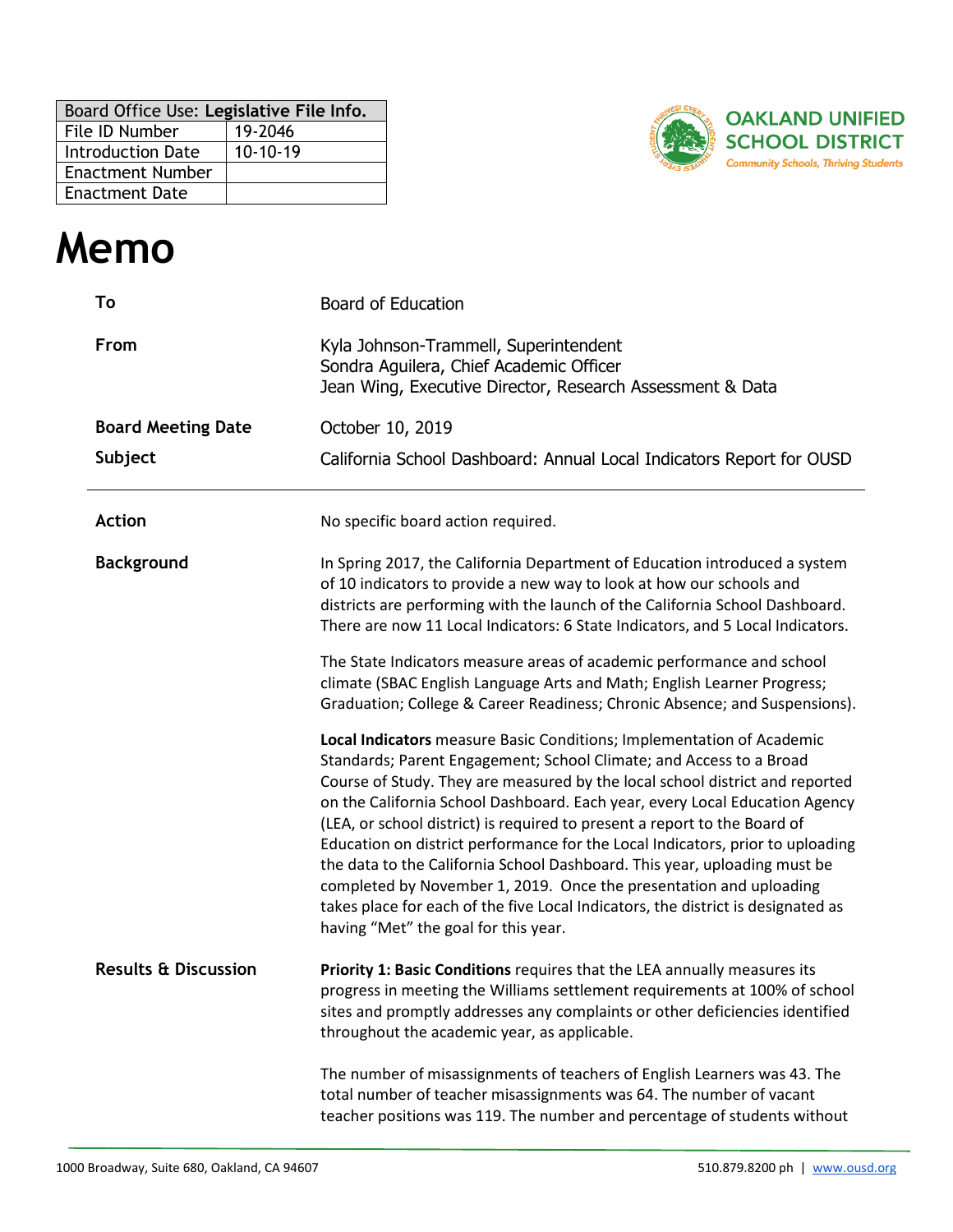| Board Office Use: **Legislative File Info.** | |
|---|---|
| File ID Number | 19-2046 |
| Introduction Date | 10-10-19 |
| Enactment Number | |
| Enactment Date | |

**OAKLAND UNIFIED SCHOOL DISTRICT**
*Community Schools, Thriving Students*

# Memo

| | |
|---|---|
| **To** | Board of Education |
| **From** | Kyla Johnson-Trammell, Superintendent<br>Sondra Aguilera, Chief Academic Officer<br>Jean Wing, Executive Director, Research Assessment & Data |
| **Board Meeting Date** | October 10, 2019 |
| **Subject** | California School Dashboard: Annual Local Indicators Report for OUSD |

---

**Action**

No specific board action required.

**Background**

In Spring 2017, the California Department of Education introduced a system of 10 indicators to provide a new way to look at how our schools and districts are performing with the launch of the California School Dashboard. There are now 11 Local Indicators: 6 State Indicators, and 5 Local Indicators.

The State Indicators measure areas of academic performance and school climate (SBAC English Language Arts and Math; English Learner Progress; Graduation; College & Career Readiness; Chronic Absence; and Suspensions).

**Local Indicators** measure Basic Conditions; Implementation of Academic Standards; Parent Engagement; School Climate; and Access to a Broad Course of Study. They are measured by the local school district and reported on the California School Dashboard. Each year, every Local Education Agency (LEA, or school district) is required to present a report to the Board of Education on district performance for the Local Indicators, prior to uploading the data to the California School Dashboard. This year, uploading must be completed by November 1, 2019. Once the presentation and uploading takes place for each of the five Local Indicators, the district is designated as having "Met" the goal for this year.

**Results & Discussion**

**Priority 1: Basic Conditions** requires that the LEA annually measures its progress in meeting the Williams settlement requirements at 100% of school sites and promptly addresses any complaints or other deficiencies identified throughout the academic year, as applicable.

The number of misassignments of teachers of English Learners was 43. The total number of teacher misassignments was 64. The number of vacant teacher positions was 119. The number and percentage of students without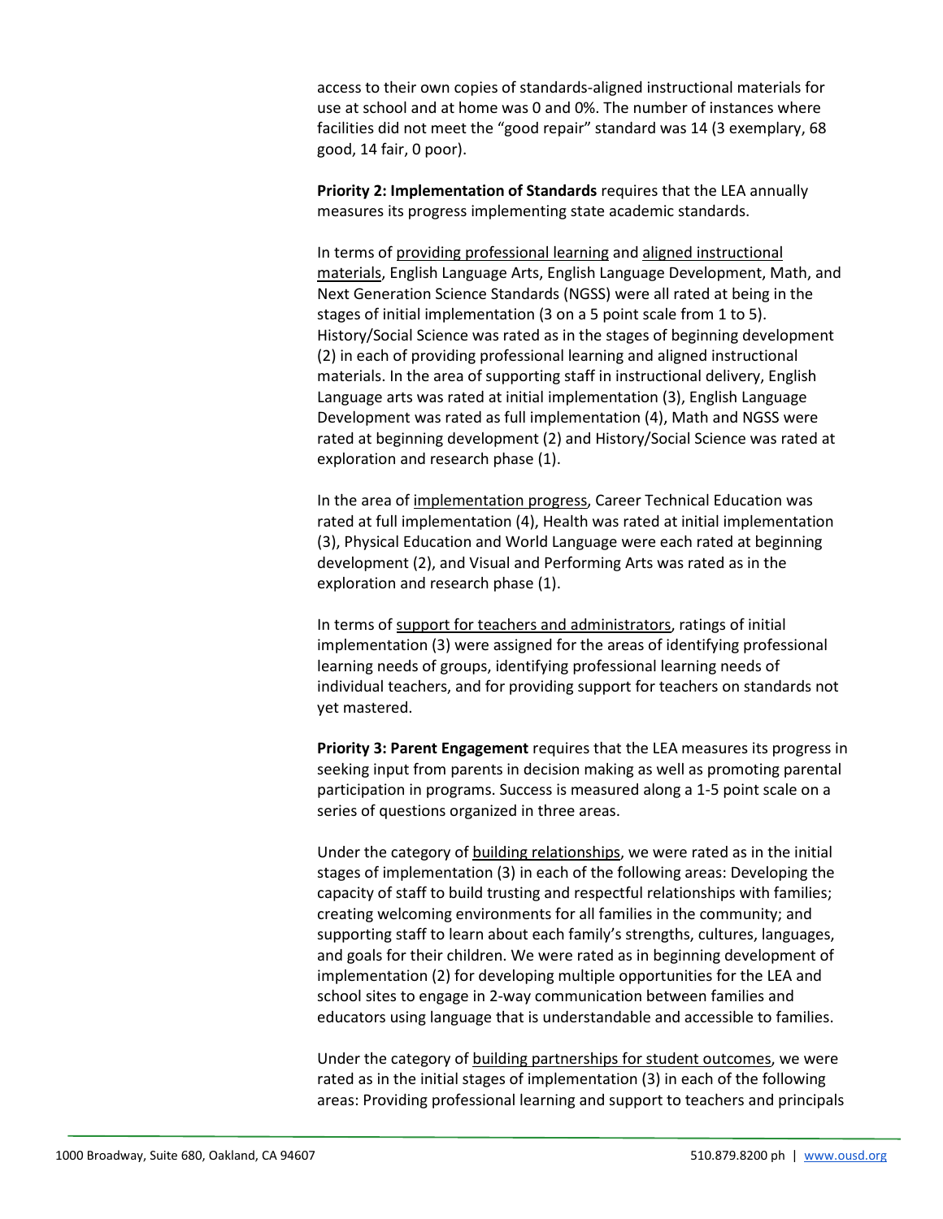access to their own copies of standards-aligned instructional materials for use at school and at home was 0 and 0%. The number of instances where facilities did not meet the "good repair" standard was 14 (3 exemplary, 68 good, 14 fair, 0 poor).

**Priority 2: Implementation of Standards** requires that the LEA annually measures its progress implementing state academic standards.

In terms of providing professional learning and aligned instructional materials, English Language Arts, English Language Development, Math, and Next Generation Science Standards (NGSS) were all rated at being in the stages of initial implementation (3 on a 5 point scale from 1 to 5). History/Social Science was rated as in the stages of beginning development (2) in each of providing professional learning and aligned instructional materials. In the area of supporting staff in instructional delivery, English Language arts was rated at initial implementation (3), English Language Development was rated as full implementation (4), Math and NGSS were rated at beginning development (2) and History/Social Science was rated at exploration and research phase (1).

In the area of implementation progress, Career Technical Education was rated at full implementation (4), Health was rated at initial implementation (3), Physical Education and World Language were each rated at beginning development (2), and Visual and Performing Arts was rated as in the exploration and research phase (1).

In terms of support for teachers and administrators, ratings of initial implementation (3) were assigned for the areas of identifying professional learning needs of groups, identifying professional learning needs of individual teachers, and for providing support for teachers on standards not yet mastered.

**Priority 3: Parent Engagement** requires that the LEA measures its progress in seeking input from parents in decision making as well as promoting parental participation in programs. Success is measured along a 1-5 point scale on a series of questions organized in three areas.

Under the category of building relationships, we were rated as in the initial stages of implementation (3) in each of the following areas: Developing the capacity of staff to build trusting and respectful relationships with families; creating welcoming environments for all families in the community; and supporting staff to learn about each family's strengths, cultures, languages, and goals for their children. We were rated as in beginning development of implementation (2) for developing multiple opportunities for the LEA and school sites to engage in 2-way communication between families and educators using language that is understandable and accessible to families.

Under the category of building partnerships for student outcomes, we were rated as in the initial stages of implementation (3) in each of the following areas: Providing professional learning and support to teachers and principals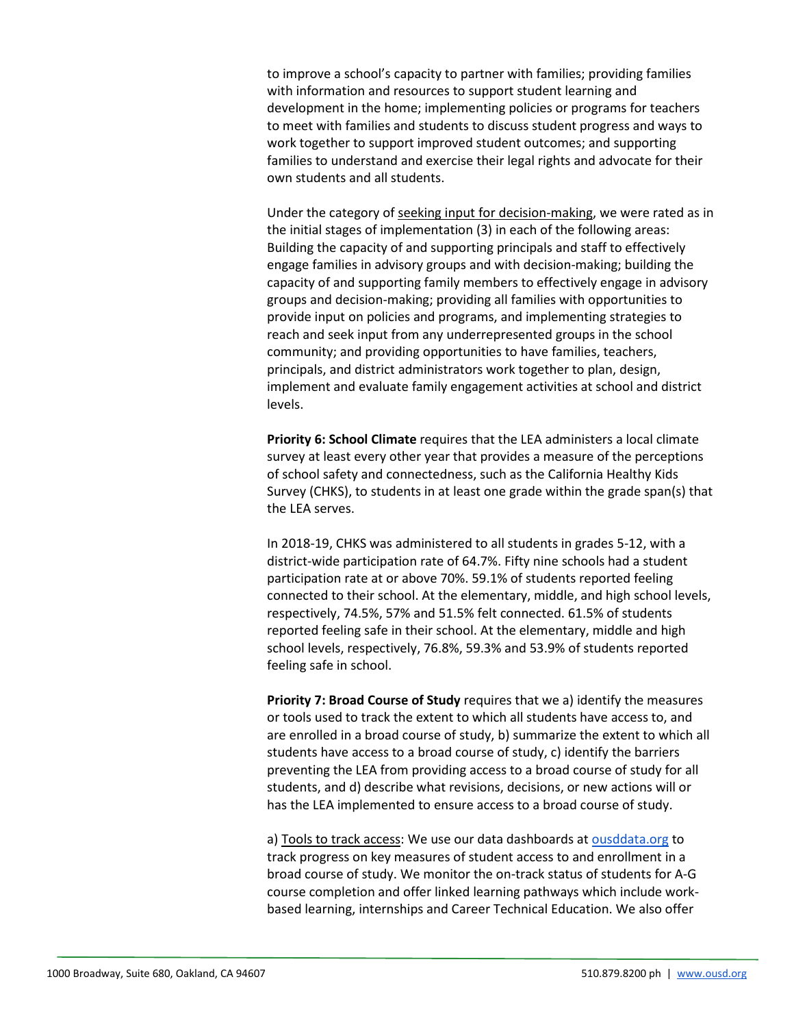to improve a school's capacity to partner with families; providing families with information and resources to support student learning and development in the home; implementing policies or programs for teachers to meet with families and students to discuss student progress and ways to work together to support improved student outcomes; and supporting families to understand and exercise their legal rights and advocate for their own students and all students.

Under the category of <u>seeking input for decision-making</u>, we were rated as in the initial stages of implementation (3) in each of the following areas: Building the capacity of and supporting principals and staff to effectively engage families in advisory groups and with decision-making; building the capacity of and supporting family members to effectively engage in advisory groups and decision-making; providing all families with opportunities to provide input on policies and programs, and implementing strategies to reach and seek input from any underrepresented groups in the school community; and providing opportunities to have families, teachers, principals, and district administrators work together to plan, design, implement and evaluate family engagement activities at school and district levels.

**Priority 6: School Climate** requires that the LEA administers a local climate survey at least every other year that provides a measure of the perceptions of school safety and connectedness, such as the California Healthy Kids Survey (CHKS), to students in at least one grade within the grade span(s) that the LEA serves.

In 2018-19, CHKS was administered to all students in grades 5-12, with a district-wide participation rate of 64.7%. Fifty nine schools had a student participation rate at or above 70%. 59.1% of students reported feeling connected to their school. At the elementary, middle, and high school levels, respectively, 74.5%, 57% and 51.5% felt connected. 61.5% of students reported feeling safe in their school. At the elementary, middle and high school levels, respectively, 76.8%, 59.3% and 53.9% of students reported feeling safe in school.

**Priority 7: Broad Course of Study** requires that we a) identify the measures or tools used to track the extent to which all students have access to, and are enrolled in a broad course of study, b) summarize the extent to which all students have access to a broad course of study, c) identify the barriers preventing the LEA from providing access to a broad course of study for all students, and d) describe what revisions, decisions, or new actions will or has the LEA implemented to ensure access to a broad course of study.

a) <u>Tools to track access</u>: We use our data dashboards at [ousddata.org](ousddata.org) to track progress on key measures of student access to and enrollment in a broad course of study. We monitor the on-track status of students for A-G course completion and offer linked learning pathways which include work-based learning, internships and Career Technical Education. We also offer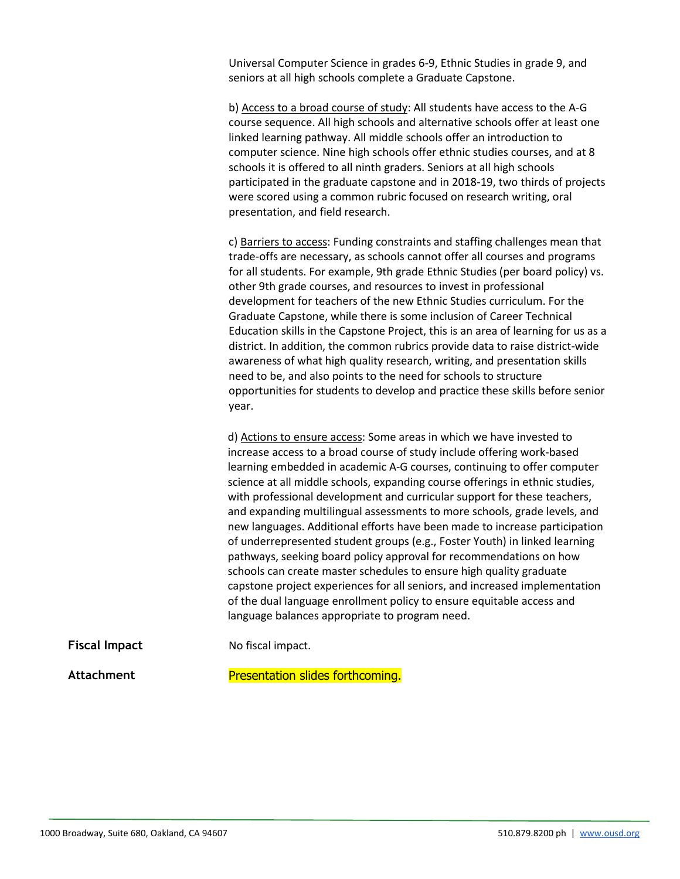Universal Computer Science in grades 6-9, Ethnic Studies in grade 9, and seniors at all high schools complete a Graduate Capstone.

b) Access to a broad course of study: All students have access to the A-G course sequence. All high schools and alternative schools offer at least one linked learning pathway. All middle schools offer an introduction to computer science. Nine high schools offer ethnic studies courses, and at 8 schools it is offered to all ninth graders. Seniors at all high schools participated in the graduate capstone and in 2018-19, two thirds of projects were scored using a common rubric focused on research writing, oral presentation, and field research.

c) Barriers to access: Funding constraints and staffing challenges mean that trade-offs are necessary, as schools cannot offer all courses and programs for all students. For example, 9th grade Ethnic Studies (per board policy) vs. other 9th grade courses, and resources to invest in professional development for teachers of the new Ethnic Studies curriculum. For the Graduate Capstone, while there is some inclusion of Career Technical Education skills in the Capstone Project, this is an area of learning for us as a district. In addition, the common rubrics provide data to raise district-wide awareness of what high quality research, writing, and presentation skills need to be, and also points to the need for schools to structure opportunities for students to develop and practice these skills before senior year.

d) Actions to ensure access: Some areas in which we have invested to increase access to a broad course of study include offering work-based learning embedded in academic A-G courses, continuing to offer computer science at all middle schools, expanding course offerings in ethnic studies, with professional development and curricular support for these teachers, and expanding multilingual assessments to more schools, grade levels, and new languages. Additional efforts have been made to increase participation of underrepresented student groups (e.g., Foster Youth) in linked learning pathways, seeking board policy approval for recommendations on how schools can create master schedules to ensure high quality graduate capstone project experiences for all seniors, and increased implementation of the dual language enrollment policy to ensure equitable access and language balances appropriate to program need.

**Fiscal Impact**

No fiscal impact.

**Attachment**

Presentation slides forthcoming.